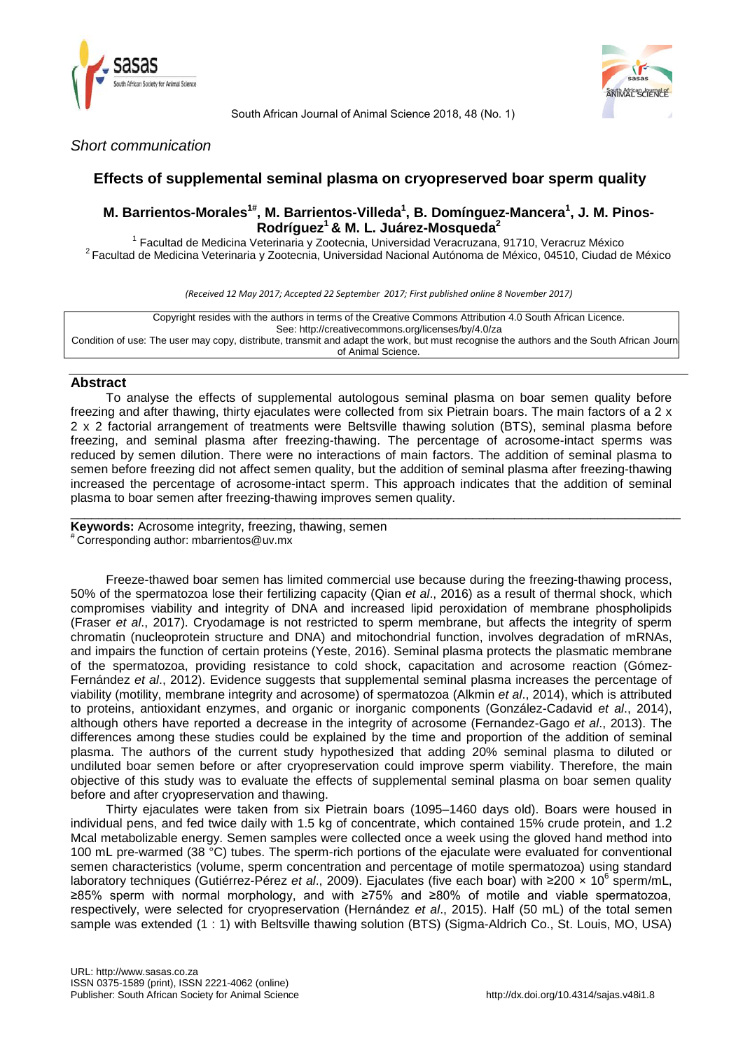*Short communication*

# Effects of supplemental seminal plasma on cryopreserved boar sperm quality

**M. Barrientos-Morales[1#], M. Barrientos-Villeda[1], B. Domínguez-Mancera[1], J. M. Pinos-Rodríguez[1] & M. L. Juárez-Mosqueda[2]**

[1] Facultad de Medicina Veterinaria y Zootecnia, Universidad Veracruzana, 91710, Veracruz México
[2] Facultad de Medicina Veterinaria y Zootecnia, Universidad Nacional Autónoma de México, 04510, Ciudad de México

*(Received 12 May 2017; Accepted 22 September 2017; First published online 8 November 2017)*

Copyright resides with the authors in terms of the Creative Commons Attribution 4.0 South African Licence.
See: http://creativecommons.org/licenses/by/4.0/za
Condition of use: The user may copy, distribute, transmit and adapt the work, but must recognise the authors and the South African Journal of Animal Science.

## Abstract

To analyse the effects of supplemental autologous seminal plasma on boar semen quality before freezing and after thawing, thirty ejaculates were collected from six Pietrain boars. The main factors of a 2 x 2 x 2 factorial arrangement of treatments were Beltsville thawing solution (BTS), seminal plasma before freezing, and seminal plasma after freezing-thawing. The percentage of acrosome-intact sperms was reduced by semen dilution. There were no interactions of main factors. The addition of seminal plasma to semen before freezing did not affect semen quality, but the addition of seminal plasma after freezing-thawing increased the percentage of acrosome-intact sperm. This approach indicates that the addition of seminal plasma to boar semen after freezing-thawing improves semen quality.

---

**Keywords:** Acrosome integrity, freezing, thawing, semen
[#] Corresponding author: mbarrientos@uv.mx

Freeze-thawed boar semen has limited commercial use because during the freezing-thawing process, 50% of the spermatozoa lose their fertilizing capacity (Qian *et al*., 2016) as a result of thermal shock, which compromises viability and integrity of DNA and increased lipid peroxidation of membrane phospholipids (Fraser *et al*., 2017). Cryodamage is not restricted to sperm membrane, but affects the integrity of sperm chromatin (nucleoprotein structure and DNA) and mitochondrial function, involves degradation of mRNAs, and impairs the function of certain proteins (Yeste, 2016). Seminal plasma protects the plasmatic membrane of the spermatozoa, providing resistance to cold shock, capacitation and acrosome reaction (Gómez-Fernández *et al*., 2012). Evidence suggests that supplemental seminal plasma increases the percentage of viability (motility, membrane integrity and acrosome) of spermatozoa (Alkmin *et al*., 2014), which is attributed to proteins, antioxidant enzymes, and organic or inorganic components (González-Cadavid *et al*., 2014), although others have reported a decrease in the integrity of acrosome (Fernandez-Gago *et al*., 2013). The differences among these studies could be explained by the time and proportion of the addition of seminal plasma. The authors of the current study hypothesized that adding 20% seminal plasma to diluted or undiluted boar semen before or after cryopreservation could improve sperm viability. Therefore, the main objective of this study was to evaluate the effects of supplemental seminal plasma on boar semen quality before and after cryopreservation and thawing.

Thirty ejaculates were taken from six Pietrain boars (1095–1460 days old). Boars were housed in individual pens, and fed twice daily with 1.5 kg of concentrate, which contained 15% crude protein, and 1.2 Mcal metabolizable energy. Semen samples were collected once a week using the gloved hand method into 100 mL pre-warmed (38 °C) tubes. The sperm-rich portions of the ejaculate were evaluated for conventional semen characteristics (volume, sperm concentration and percentage of motile spermatozoa) using standard laboratory techniques (Gutiérrez-Pérez *et al*., 2009). Ejaculates (five each boar) with ≥200 × $10^6$ sperm/mL, ≥85% sperm with normal morphology, and with ≥75% and ≥80% of motile and viable spermatozoa, respectively, were selected for cryopreservation (Hernández *et al*., 2015). Half (50 mL) of the total semen sample was extended (1 : 1) with Beltsville thawing solution (BTS) (Sigma-Aldrich Co., St. Louis, MO, USA)

URL: http://www.sasas.co.za
ISSN 0375-1589 (print), ISSN 2221-4062 (online)
Publisher: South African Society for Animal Science
http://dx.doi.org/10.4314/sajas.v48i1.8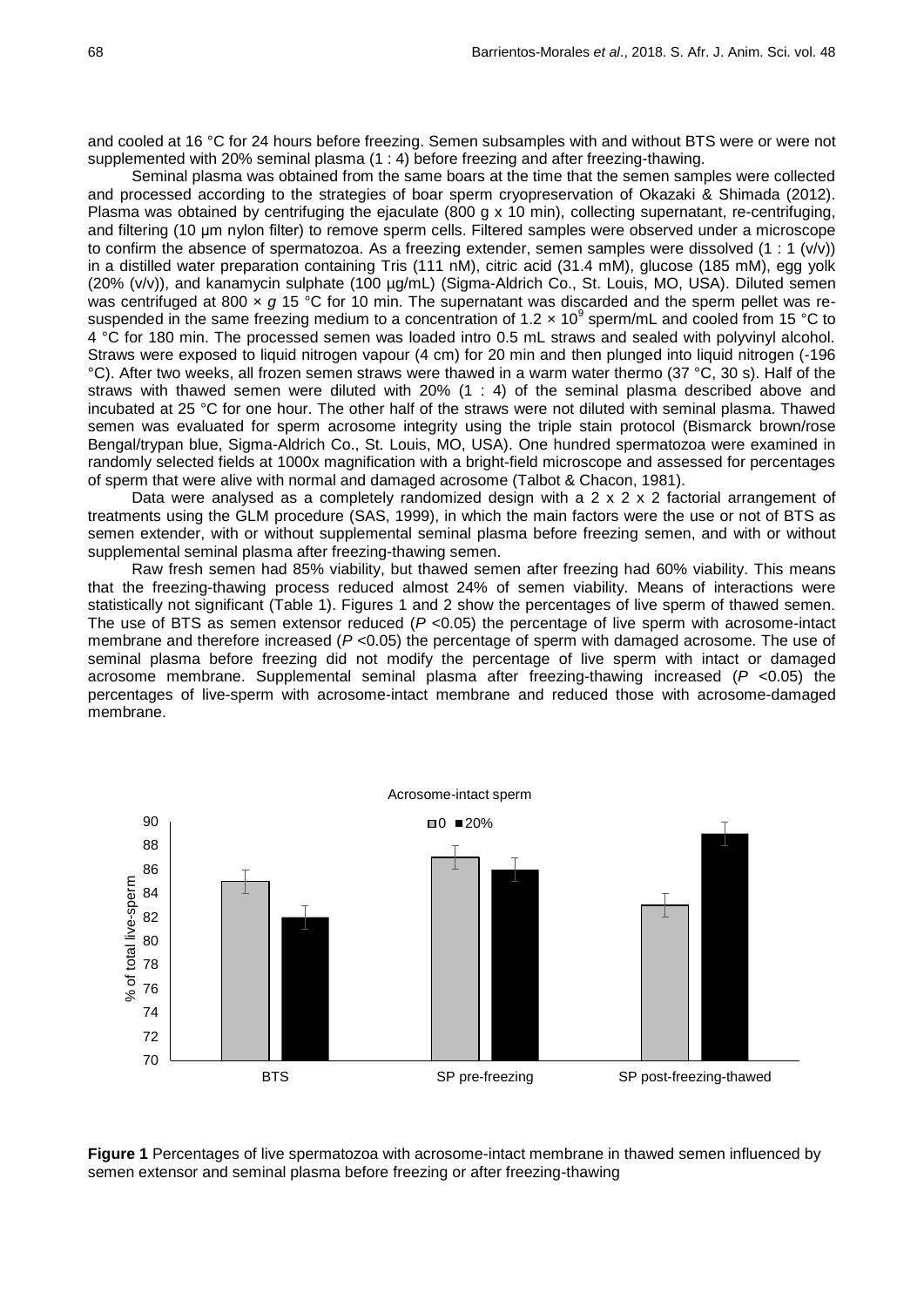and cooled at 16 °C for 24 hours before freezing. Semen subsamples with and without BTS were or were not supplemented with 20% seminal plasma (1 : 4) before freezing and after freezing-thawing.

Seminal plasma was obtained from the same boars at the time that the semen samples were collected and processed according to the strategies of boar sperm cryopreservation of Okazaki & Shimada (2012). Plasma was obtained by centrifuging the ejaculate (800 g x 10 min), collecting supernatant, re-centrifuging, and filtering (10 µm nylon filter) to remove sperm cells. Filtered samples were observed under a microscope to confirm the absence of spermatozoa. As a freezing extender, semen samples were dissolved (1 : 1 (v/v)) in a distilled water preparation containing Tris (111 nM), citric acid (31.4 mM), glucose (185 mM), egg yolk (20% (v/v)), and kanamycin sulphate (100 µg/mL) (Sigma-Aldrich Co., St. Louis, MO, USA). Diluted semen was centrifuged at 800 × *g* 15 °C for 10 min. The supernatant was discarded and the sperm pellet was re-suspended in the same freezing medium to a concentration of $1.2 \times 10^9$ sperm/mL and cooled from 15 °C to 4 °C for 180 min. The processed semen was loaded intro 0.5 mL straws and sealed with polyvinyl alcohol. Straws were exposed to liquid nitrogen vapour (4 cm) for 20 min and then plunged into liquid nitrogen (-196 °C). After two weeks, all frozen semen straws were thawed in a warm water thermo (37 °C, 30 s). Half of the straws with thawed semen were diluted with 20% (1 : 4) of the seminal plasma described above and incubated at 25 °C for one hour. The other half of the straws were not diluted with seminal plasma. Thawed semen was evaluated for sperm acrosome integrity using the triple stain protocol (Bismarck brown/rose Bengal/trypan blue, Sigma-Aldrich Co., St. Louis, MO, USA). One hundred spermatozoa were examined in randomly selected fields at 1000x magnification with a bright-field microscope and assessed for percentages of sperm that were alive with normal and damaged acrosome (Talbot & Chacon, 1981).

Data were analysed as a completely randomized design with a 2 x 2 x 2 factorial arrangement of treatments using the GLM procedure (SAS, 1999), in which the main factors were the use or not of BTS as semen extender, with or without supplemental seminal plasma before freezing semen, and with or without supplemental seminal plasma after freezing-thawing semen.

Raw fresh semen had 85% viability, but thawed semen after freezing had 60% viability. This means that the freezing-thawing process reduced almost 24% of semen viability. Means of interactions were statistically not significant (Table 1). Figures 1 and 2 show the percentages of live sperm of thawed semen. The use of BTS as semen extensor reduced ($P$ <0.05) the percentage of live sperm with acrosome-intact membrane and therefore increased ($P$ <0.05) the percentage of sperm with damaged acrosome. The use of seminal plasma before freezing did not modify the percentage of live sperm with intact or damaged acrosome membrane. Supplemental seminal plasma after freezing-thawing increased ($P$ <0.05) the percentages of live-sperm with acrosome-intact membrane and reduced those with acrosome-damaged membrane.

Acrosome-intact sperm

0 20%

% of total live-sperm

90
88
86
84
82
80
78
76
74
72
70

BTS
SP pre-freezing
SP post-freezing-thawed

**Figure 1** Percentages of live spermatozoa with acrosome-intact membrane in thawed semen influenced by semen extensor and seminal plasma before freezing or after freezing-thawing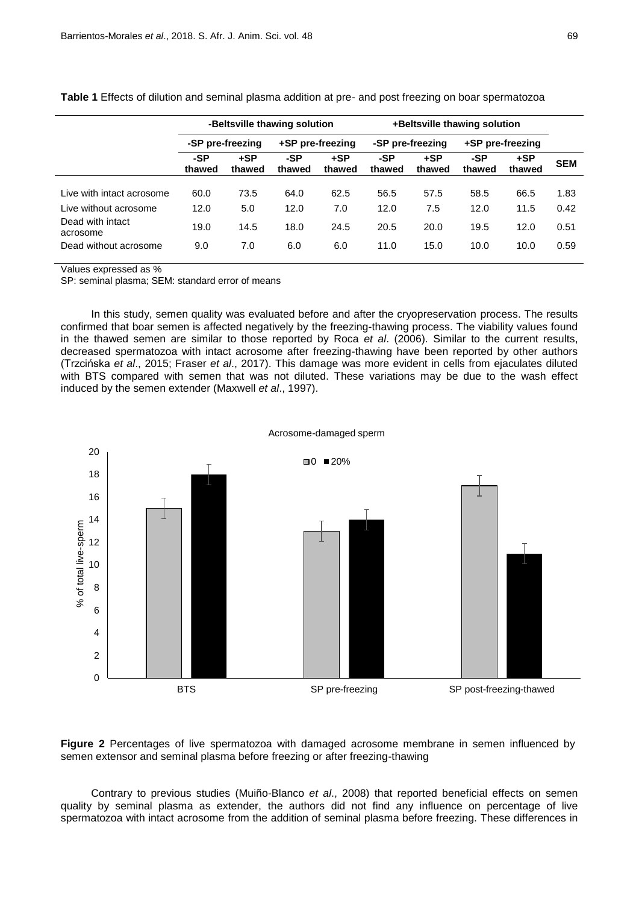**Table 1** Effects of dilution and seminal plasma addition at pre- and post freezing on boar spermatozoa

| | -Beltsville thawing solution | | | | +Beltsville thawing solution | | | | |
|---|---|---|---|---|---|---|---|---|---|
| | -SP pre-freezing | | +SP pre-freezing | | -SP pre-freezing | | +SP pre-freezing | | |
| | -SP thawed | +SP thawed | -SP thawed | +SP thawed | -SP thawed | +SP thawed | -SP thawed | +SP thawed | SEM |
| Live with intact acrosome | 60.0 | 73.5 | 64.0 | 62.5 | 56.5 | 57.5 | 58.5 | 66.5 | 1.83 |
| Live without acrosome | 12.0 | 5.0 | 12.0 | 7.0 | 12.0 | 7.5 | 12.0 | 11.5 | 0.42 |
| Dead with intact acrosome | 19.0 | 14.5 | 18.0 | 24.5 | 20.5 | 20.0 | 19.5 | 12.0 | 0.51 |
| Dead without acrosome | 9.0 | 7.0 | 6.0 | 6.0 | 11.0 | 15.0 | 10.0 | 10.0 | 0.59 |

Values expressed as %

SP: seminal plasma; SEM: standard error of means

In this study, semen quality was evaluated before and after the cryopreservation process. The results confirmed that boar semen is affected negatively by the freezing-thawing process. The viability values found in the thawed semen are similar to those reported by Roca *et al*. (2006). Similar to the current results, decreased spermatozoa with intact acrosome after freezing-thawing have been reported by other authors (Trzcińska *et al*., 2015; Fraser *et al*., 2017). This damage was more evident in cells from ejaculates diluted with BTS compared with semen that was not diluted. These variations may be due to the wash effect induced by the semen extender (Maxwell *et al*., 1997).

Acrosome-damaged sperm

0 20%

% of total live-sperm

0 2 4 6 8 10 12 14 16 18 20

BTS

SP pre-freezing

SP post-freezing-thawed

**Figure 2** Percentages of live spermatozoa with damaged acrosome membrane in semen influenced by semen extensor and seminal plasma before freezing or after freezing-thawing

Contrary to previous studies (Muiño-Blanco *et al*., 2008) that reported beneficial effects on semen quality by seminal plasma as extender, the authors did not find any influence on percentage of live spermatozoa with intact acrosome from the addition of seminal plasma before freezing. These differences in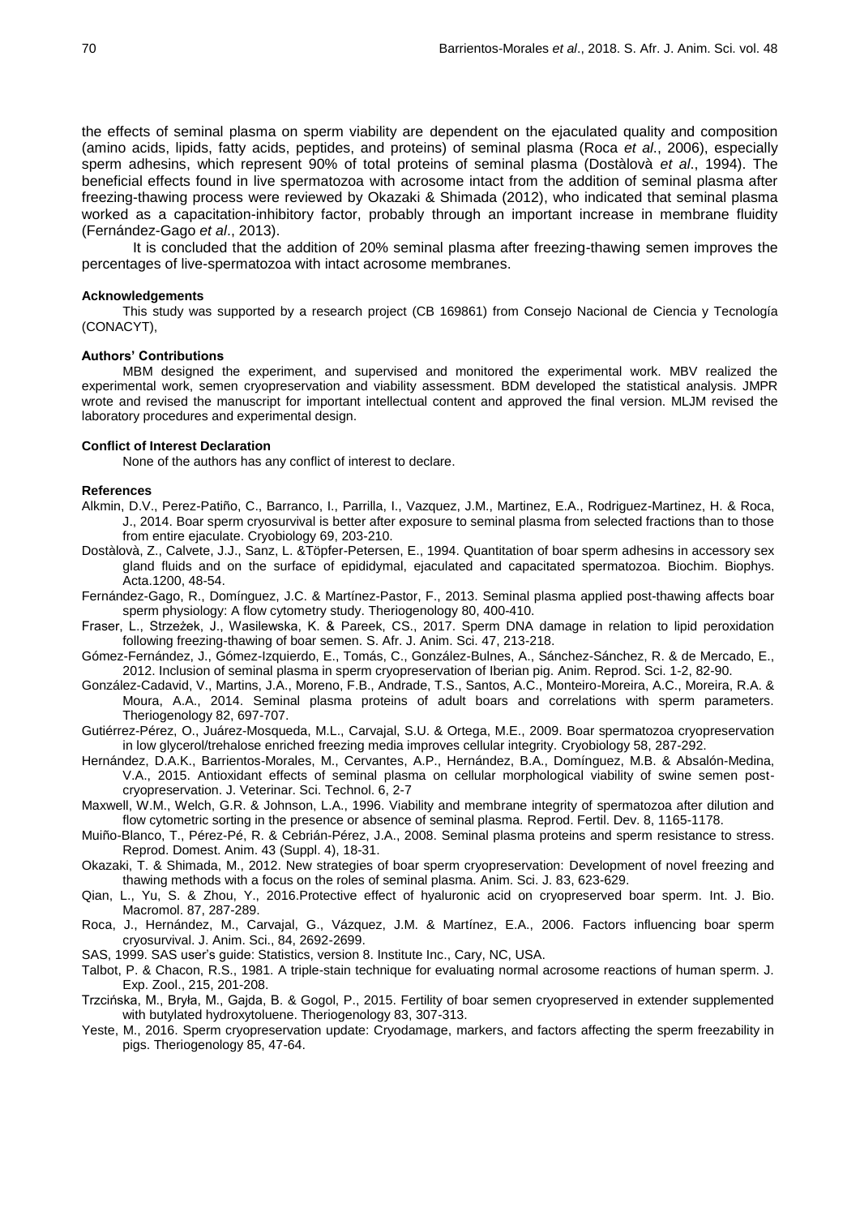the effects of seminal plasma on sperm viability are dependent on the ejaculated quality and composition (amino acids, lipids, fatty acids, peptides, and proteins) of seminal plasma (Roca *et al*., 2006), especially sperm adhesins, which represent 90% of total proteins of seminal plasma (Dostàlovà *et al*., 1994). The beneficial effects found in live spermatozoa with acrosome intact from the addition of seminal plasma after freezing-thawing process were reviewed by Okazaki & Shimada (2012), who indicated that seminal plasma worked as a capacitation-inhibitory factor, probably through an important increase in membrane fluidity (Fernández-Gago *et al*., 2013).

It is concluded that the addition of 20% seminal plasma after freezing-thawing semen improves the percentages of live-spermatozoa with intact acrosome membranes.

#### Acknowledgements

This study was supported by a research project (CB 169861) from Consejo Nacional de Ciencia y Tecnología (CONACYT),

#### Authors' Contributions

MBM designed the experiment, and supervised and monitored the experimental work. MBV realized the experimental work, semen cryopreservation and viability assessment. BDM developed the statistical analysis. JMPR wrote and revised the manuscript for important intellectual content and approved the final version. MLJM revised the laboratory procedures and experimental design.

#### Conflict of Interest Declaration

None of the authors has any conflict of interest to declare.

#### References

Alkmin, D.V., Perez-Patiño, C., Barranco, I., Parrilla, I., Vazquez, J.M., Martinez, E.A., Rodriguez-Martinez, H. & Roca, J., 2014. Boar sperm cryosurvival is better after exposure to seminal plasma from selected fractions than to those from entire ejaculate. Cryobiology 69, 203-210.

Dostàlovà, Z., Calvete, J.J., Sanz, L. &Töpfer-Petersen, E., 1994. Quantitation of boar sperm adhesins in accessory sex gland fluids and on the surface of epididymal, ejaculated and capacitated spermatozoa. Biochim. Biophys. Acta.1200, 48-54.

Fernández-Gago, R., Domínguez, J.C. & Martínez-Pastor, F., 2013. Seminal plasma applied post-thawing affects boar sperm physiology: A flow cytometry study. Theriogenology 80, 400-410.

Fraser, L., Strzeżek, J., Wasilewska, K. & Pareek, CS., 2017. Sperm DNA damage in relation to lipid peroxidation following freezing-thawing of boar semen. S. Afr. J. Anim. Sci. 47, 213-218.

Gómez-Fernández, J., Gómez-Izquierdo, E., Tomás, C., González-Bulnes, A., Sánchez-Sánchez, R. & de Mercado, E., 2012. Inclusion of seminal plasma in sperm cryopreservation of Iberian pig. Anim. Reprod. Sci. 1-2, 82-90.

González-Cadavid, V., Martins, J.A., Moreno, F.B., Andrade, T.S., Santos, A.C., Monteiro-Moreira, A.C., Moreira, R.A. & Moura, A.A., 2014. Seminal plasma proteins of adult boars and correlations with sperm parameters. Theriogenology 82, 697-707.

Gutiérrez-Pérez, O., Juárez-Mosqueda, M.L., Carvajal, S.U. & Ortega, M.E., 2009. Boar spermatozoa cryopreservation in low glycerol/trehalose enriched freezing media improves cellular integrity. Cryobiology 58, 287-292.

Hernández, D.A.K., Barrientos-Morales, M., Cervantes, A.P., Hernández, B.A., Domínguez, M.B. & Absalón-Medina, V.A., 2015. Antioxidant effects of seminal plasma on cellular morphological viability of swine semen post-cryopreservation. J. Veterinar. Sci. Technol. 6, 2-7

Maxwell, W.M., Welch, G.R. & Johnson, L.A., 1996. Viability and membrane integrity of spermatozoa after dilution and flow cytometric sorting in the presence or absence of seminal plasma. Reprod. Fertil. Dev. 8, 1165-1178.

Muiño-Blanco, T., Pérez-Pé, R. & Cebrián-Pérez, J.A., 2008. Seminal plasma proteins and sperm resistance to stress. Reprod. Domest. Anim. 43 (Suppl. 4), 18-31.

Okazaki, T. & Shimada, M., 2012. New strategies of boar sperm cryopreservation: Development of novel freezing and thawing methods with a focus on the roles of seminal plasma. Anim. Sci. J. 83, 623-629.

Qian, L., Yu, S. & Zhou, Y., 2016.Protective effect of hyaluronic acid on cryopreserved boar sperm. Int. J. Bio. Macromol. 87, 287-289.

Roca, J., Hernández, M., Carvajal, G., Vázquez, J.M. & Martínez, E.A., 2006. Factors influencing boar sperm cryosurvival. J. Anim. Sci., 84, 2692-2699.

SAS, 1999. SAS user's guide: Statistics, version 8. Institute Inc., Cary, NC, USA.

Talbot, P. & Chacon, R.S., 1981. A triple-stain technique for evaluating normal acrosome reactions of human sperm. J. Exp. Zool., 215, 201-208.

Trzcińska, M., Bryła, M., Gajda, B. & Gogol, P., 2015. Fertility of boar semen cryopreserved in extender supplemented with butylated hydroxytoluene. Theriogenology 83, 307-313.

Yeste, M., 2016. Sperm cryopreservation update: Cryodamage, markers, and factors affecting the sperm freezability in pigs. Theriogenology 85, 47-64.